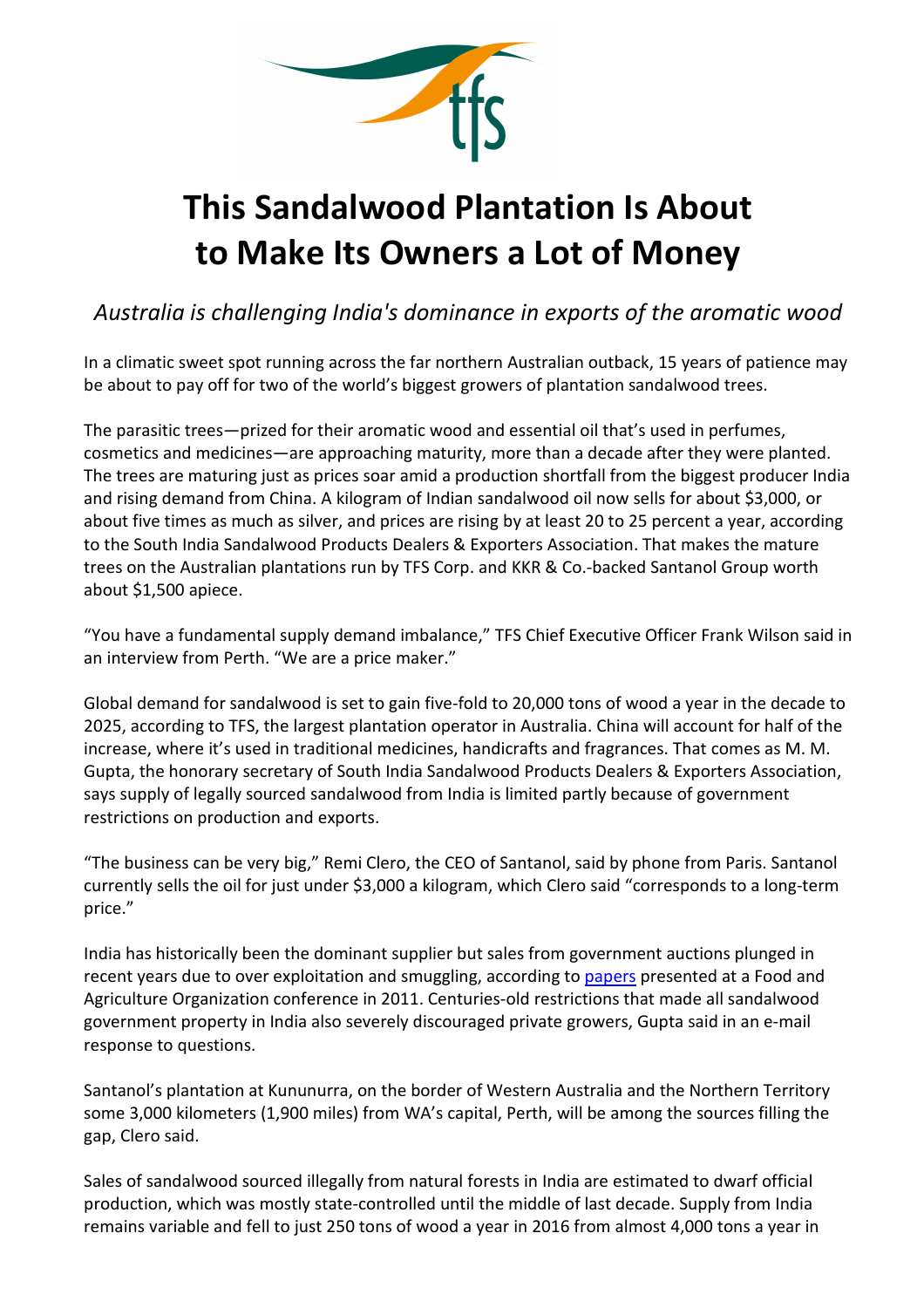# This Sandalwood Plantation Is About to Make Its Owners a Lot of Money

*Australia is challenging India's dominance in exports of the aromatic wood*

In a climatic sweet spot running across the far northern Australian outback, 15 years of patience may be about to pay off for two of the world's biggest growers of plantation sandalwood trees.

The parasitic trees—prized for their aromatic wood and essential oil that's used in perfumes, cosmetics and medicines—are approaching maturity, more than a decade after they were planted. The trees are maturing just as prices soar amid a production shortfall from the biggest producer India and rising demand from China. A kilogram of Indian sandalwood oil now sells for about $3,000, or about five times as much as silver, and prices are rising by at least 20 to 25 percent a year, according to the South India Sandalwood Products Dealers & Exporters Association. That makes the mature trees on the Australian plantations run by TFS Corp. and KKR & Co.-backed Santanol Group worth about $1,500 apiece.

"You have a fundamental supply demand imbalance," TFS Chief Executive Officer Frank Wilson said in an interview from Perth. "We are a price maker."

Global demand for sandalwood is set to gain five-fold to 20,000 tons of wood a year in the decade to 2025, according to TFS, the largest plantation operator in Australia. China will account for half of the increase, where it's used in traditional medicines, handicrafts and fragrances. That comes as M. M. Gupta, the honorary secretary of South India Sandalwood Products Dealers & Exporters Association, says supply of legally sourced sandalwood from India is limited partly because of government restrictions on production and exports.

"The business can be very big," Remi Clero, the CEO of Santanol, said by phone from Paris. Santanol currently sells the oil for just under $3,000 a kilogram, which Clero said "corresponds to a long-term price."

India has historically been the dominant supplier but sales from government auctions plunged in recent years due to over exploitation and smuggling, according to papers presented at a Food and Agriculture Organization conference in 2011. Centuries-old restrictions that made all sandalwood government property in India also severely discouraged private growers, Gupta said in an e-mail response to questions.

Santanol's plantation at Kununurra, on the border of Western Australia and the Northern Territory some 3,000 kilometers (1,900 miles) from WA's capital, Perth, will be among the sources filling the gap, Clero said.

Sales of sandalwood sourced illegally from natural forests in India are estimated to dwarf official production, which was mostly state-controlled until the middle of last decade. Supply from India remains variable and fell to just 250 tons of wood a year in 2016 from almost 4,000 tons a year in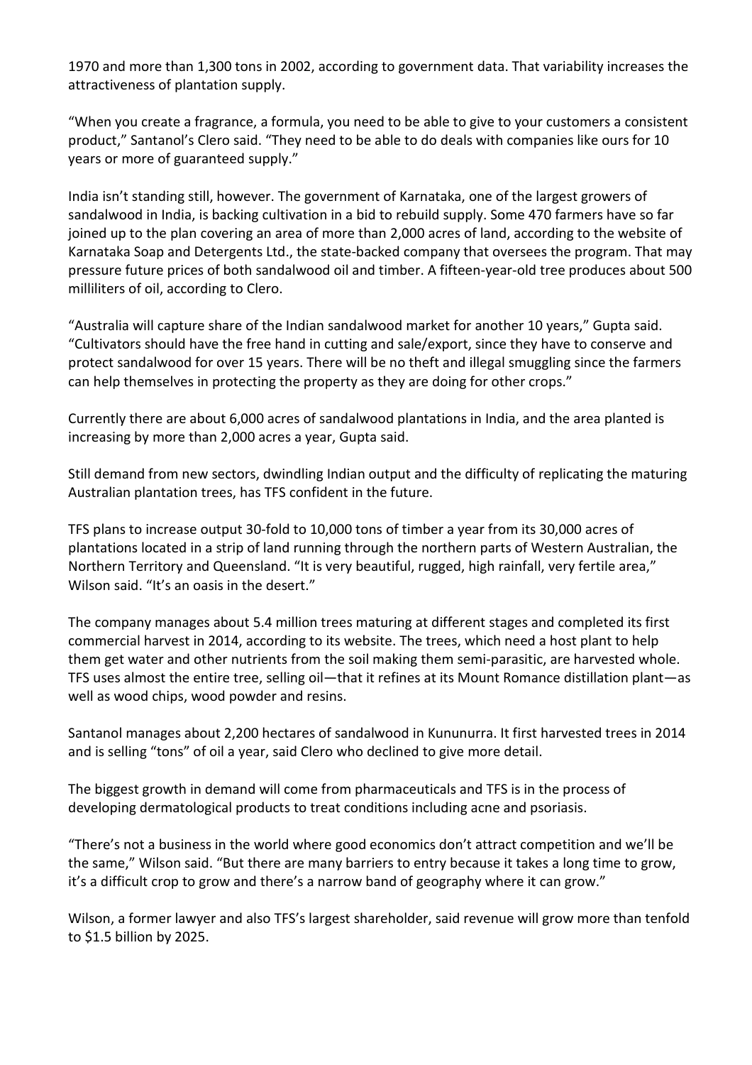1970 and more than 1,300 tons in 2002, according to government data. That variability increases the attractiveness of plantation supply.

“When you create a fragrance, a formula, you need to be able to give to your customers a consistent product,” Santanol’s Clero said. “They need to be able to do deals with companies like ours for 10 years or more of guaranteed supply.”

India isn’t standing still, however. The government of Karnataka, one of the largest growers of sandalwood in India, is backing cultivation in a bid to rebuild supply. Some 470 farmers have so far joined up to the plan covering an area of more than 2,000 acres of land, according to the website of Karnataka Soap and Detergents Ltd., the state-backed company that oversees the program. That may pressure future prices of both sandalwood oil and timber. A fifteen-year-old tree produces about 500 milliliters of oil, according to Clero.

“Australia will capture share of the Indian sandalwood market for another 10 years,” Gupta said. “Cultivators should have the free hand in cutting and sale/export, since they have to conserve and protect sandalwood for over 15 years. There will be no theft and illegal smuggling since the farmers can help themselves in protecting the property as they are doing for other crops.”

Currently there are about 6,000 acres of sandalwood plantations in India, and the area planted is increasing by more than 2,000 acres a year, Gupta said.

Still demand from new sectors, dwindling Indian output and the difficulty of replicating the maturing Australian plantation trees, has TFS confident in the future.

TFS plans to increase output 30-fold to 10,000 tons of timber a year from its 30,000 acres of plantations located in a strip of land running through the northern parts of Western Australian, the Northern Territory and Queensland. “It is very beautiful, rugged, high rainfall, very fertile area,” Wilson said. “It’s an oasis in the desert.”

The company manages about 5.4 million trees maturing at different stages and completed its first commercial harvest in 2014, according to its website. The trees, which need a host plant to help them get water and other nutrients from the soil making them semi-parasitic, are harvested whole. TFS uses almost the entire tree, selling oil—that it refines at its Mount Romance distillation plant—as well as wood chips, wood powder and resins.

Santanol manages about 2,200 hectares of sandalwood in Kununurra. It first harvested trees in 2014 and is selling “tons” of oil a year, said Clero who declined to give more detail.

The biggest growth in demand will come from pharmaceuticals and TFS is in the process of developing dermatological products to treat conditions including acne and psoriasis.

“There’s not a business in the world where good economics don’t attract competition and we’ll be the same,” Wilson said. “But there are many barriers to entry because it takes a long time to grow, it’s a difficult crop to grow and there’s a narrow band of geography where it can grow.”

Wilson, a former lawyer and also TFS’s largest shareholder, said revenue will grow more than tenfold to $1.5 billion by 2025.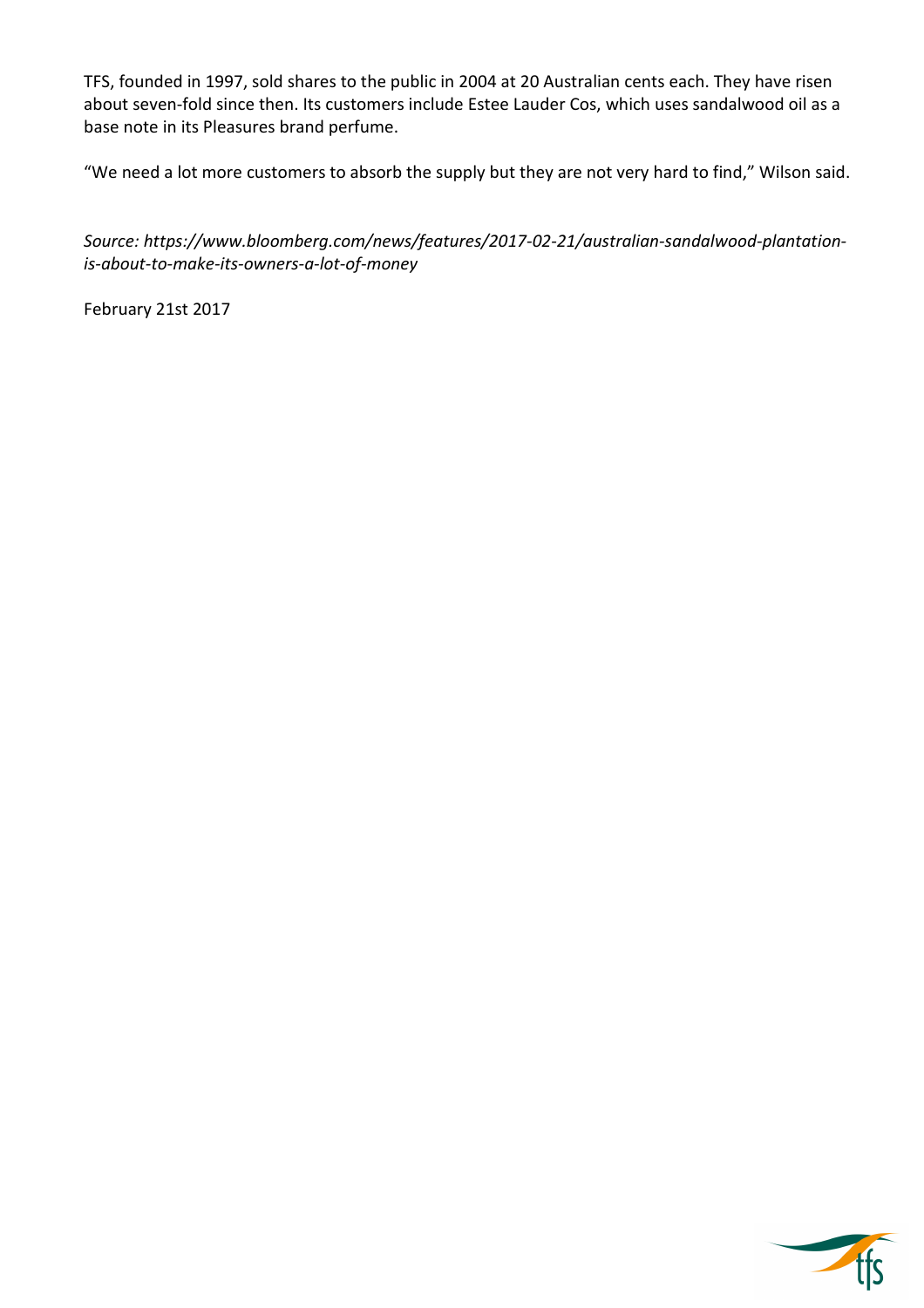TFS, founded in 1997, sold shares to the public in 2004 at 20 Australian cents each. They have risen about seven-fold since then. Its customers include Estee Lauder Cos, which uses sandalwood oil as a base note in its Pleasures brand perfume.

“We need a lot more customers to absorb the supply but they are not very hard to find,” Wilson said.

*Source: https://www.bloomberg.com/news/features/2017-02-21/australian-sandalwood-plantation-is-about-to-make-its-owners-a-lot-of-money*

February 21st 2017